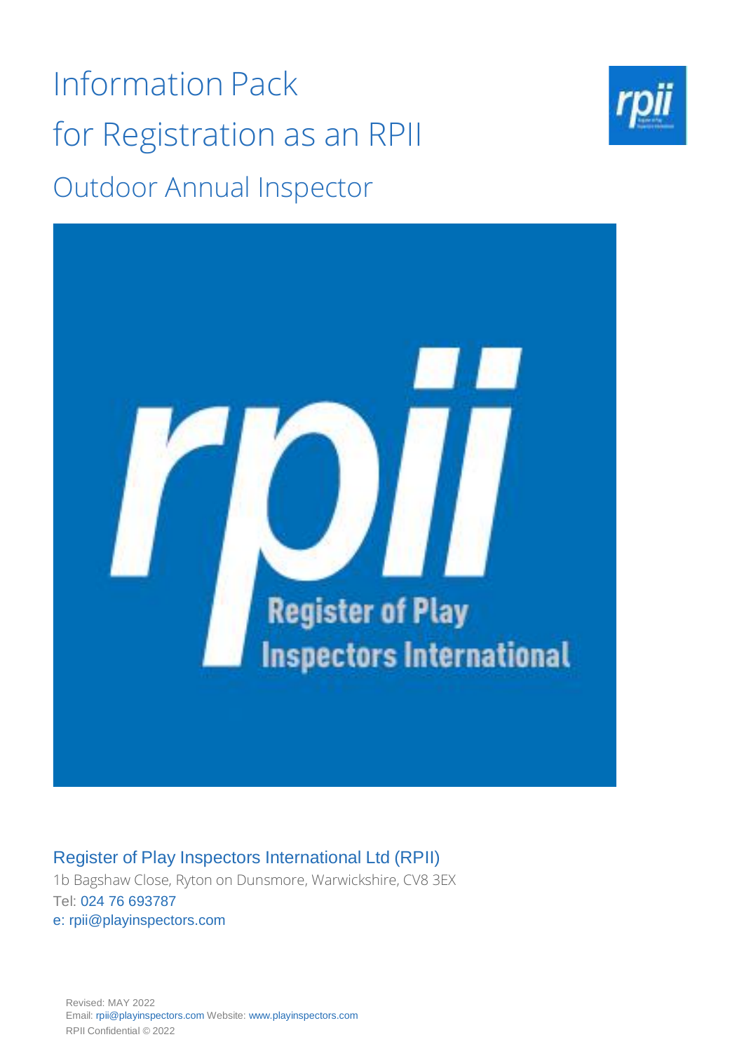# Information Pack for Registration as an RPII

## Outdoor Annual Inspector

Register of Play Inspectors International Ltd (RPII)
1b Bagshaw Close, Ryton on Dunsmore, Warwickshire, CV8 3EX
Tel: 024 76 693787
e: rpii@playinspectors.com

Revised: MAY 2022
Email: rpii@playinspectors.com Website: www.playinspectors.com
RPII Confidential © 2022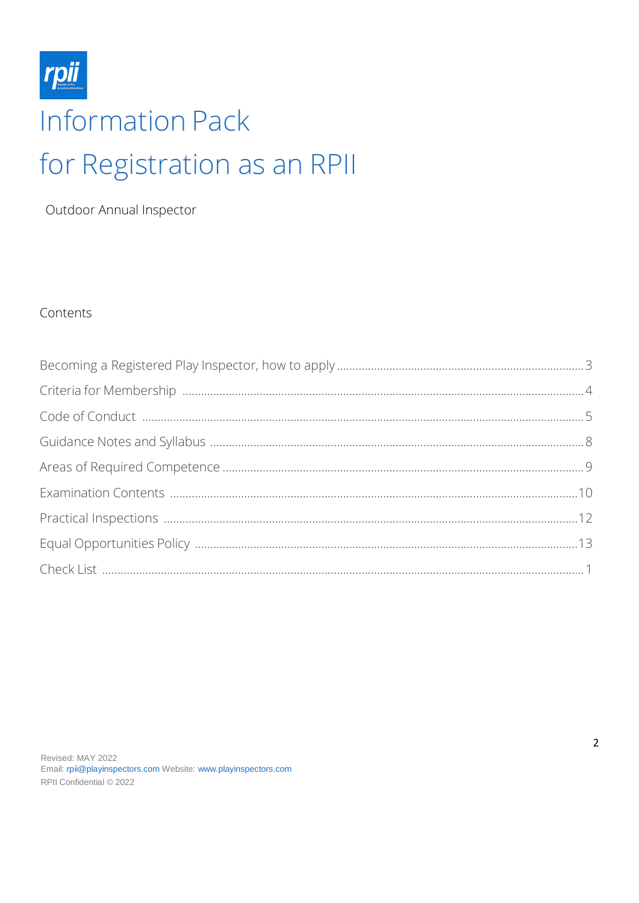# Information Pack for Registration as an RPII

Outdoor Annual Inspector

## Contents

| | |
|---|---|
| Becoming a Registered Play Inspector, how to apply | 3 |
| Criteria for Membership | 4 |
| Code of Conduct | 5 |
| Guidance Notes and Syllabus | 8 |
| Areas of Required Competence | 9 |
| Examination Contents | 10 |
| Practical Inspections | 12 |
| Equal Opportunities Policy | 13 |
| Check List | 1 |

Revised: MAY 2022
Email: rpii@playinspectors.com Website: www.playinspectors.com
RPII Confidential © 2022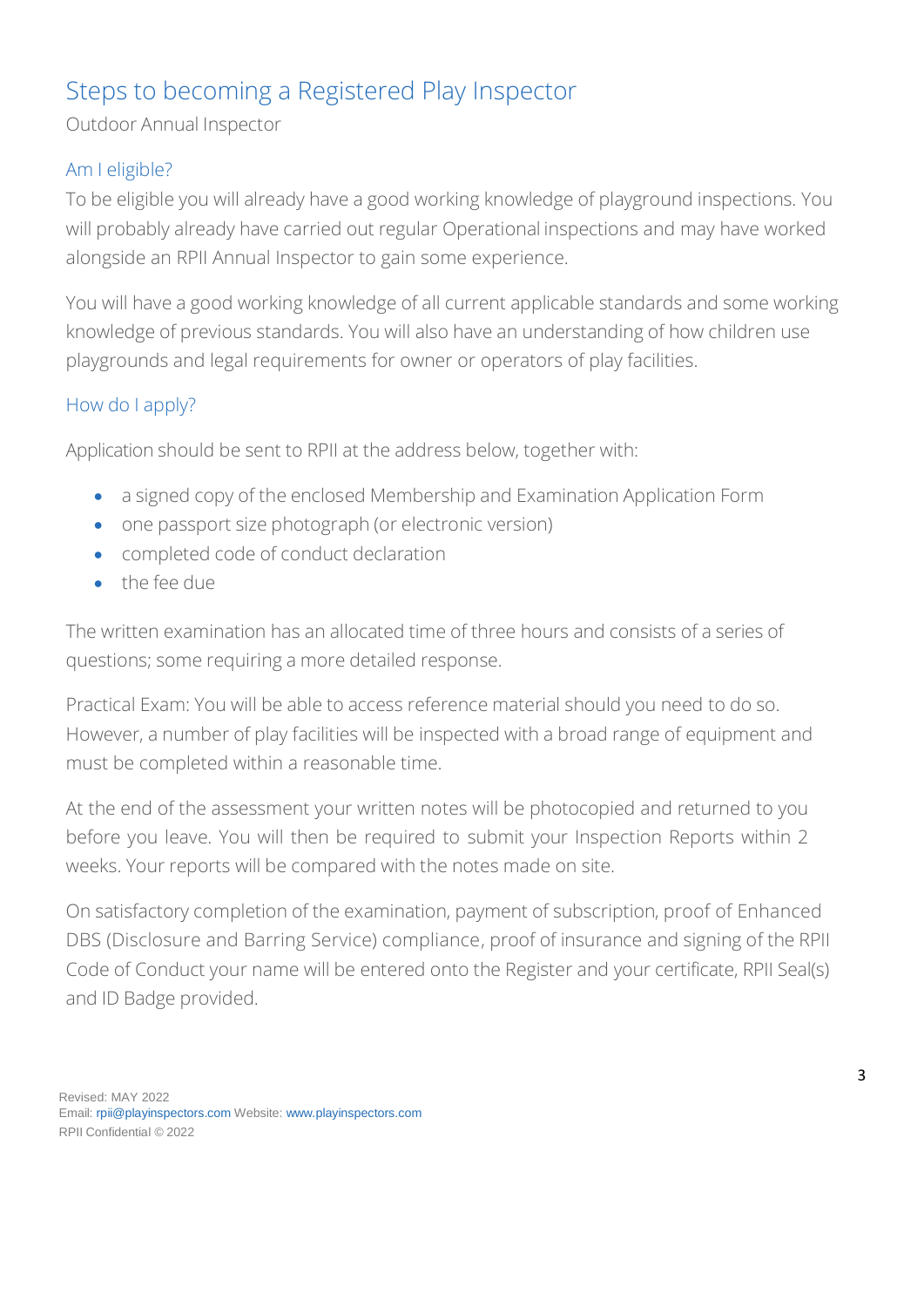# Steps to becoming a Registered Play Inspector

Outdoor Annual Inspector

## Am I eligible?

To be eligible you will already have a good working knowledge of playground inspections. You will probably already have carried out regular Operational inspections and may have worked alongside an RPII Annual Inspector to gain some experience.

You will have a good working knowledge of all current applicable standards and some working knowledge of previous standards. You will also have an understanding of how children use playgrounds and legal requirements for owner or operators of play facilities.

## How do I apply?

Application should be sent to RPII at the address below, together with:

- a signed copy of the enclosed Membership and Examination Application Form
- one passport size photograph (or electronic version)
- completed code of conduct declaration
- the fee due

The written examination has an allocated time of three hours and consists of a series of questions; some requiring a more detailed response.

Practical Exam: You will be able to access reference material should you need to do so. However, a number of play facilities will be inspected with a broad range of equipment and must be completed within a reasonable time.

At the end of the assessment your written notes will be photocopied and returned to you before you leave. You will then be required to submit your Inspection Reports within 2 weeks. Your reports will be compared with the notes made on site.

On satisfactory completion of the examination, payment of subscription, proof of Enhanced DBS (Disclosure and Barring Service) compliance, proof of insurance and signing of the RPII Code of Conduct your name will be entered onto the Register and your certificate, RPII Seal(s) and ID Badge provided.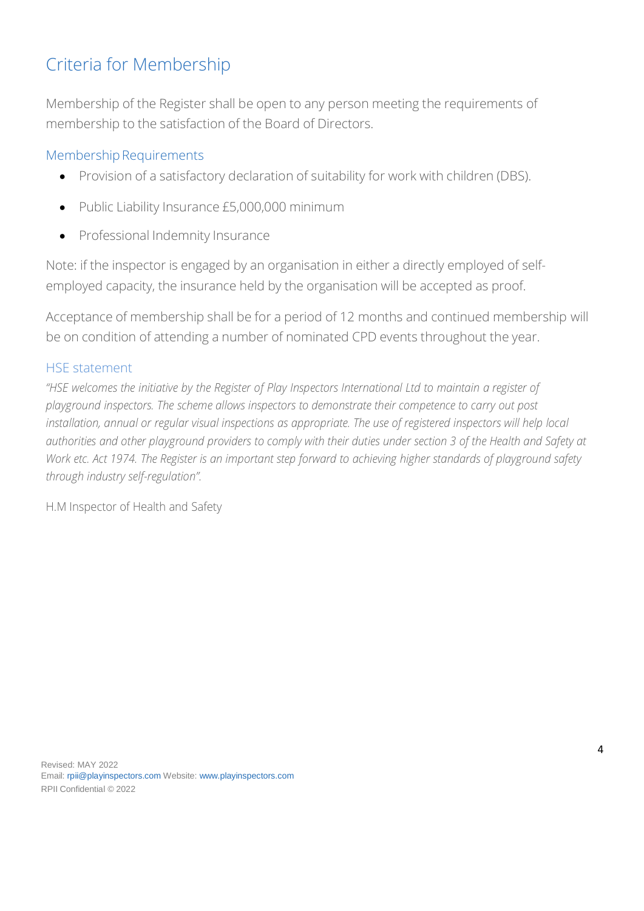## Criteria for Membership

Membership of the Register shall be open to any person meeting the requirements of membership to the satisfaction of the Board of Directors.

### Membership Requirements

- Provision of a satisfactory declaration of suitability for work with children (DBS).
- Public Liability Insurance £5,000,000 minimum
- Professional Indemnity Insurance

Note: if the inspector is engaged by an organisation in either a directly employed of self-employed capacity, the insurance held by the organisation will be accepted as proof.

Acceptance of membership shall be for a period of 12 months and continued membership will be on condition of attending a number of nominated CPD events throughout the year.

### HSE statement

*"HSE welcomes the initiative by the Register of Play Inspectors International Ltd to maintain a register of playground inspectors. The scheme allows inspectors to demonstrate their competence to carry out post installation, annual or regular visual inspections as appropriate. The use of registered inspectors will help local authorities and other playground providers to comply with their duties under section 3 of the Health and Safety at Work etc. Act 1974. The Register is an important step forward to achieving higher standards of playground safety through industry self-regulation".*

H.M Inspector of Health and Safety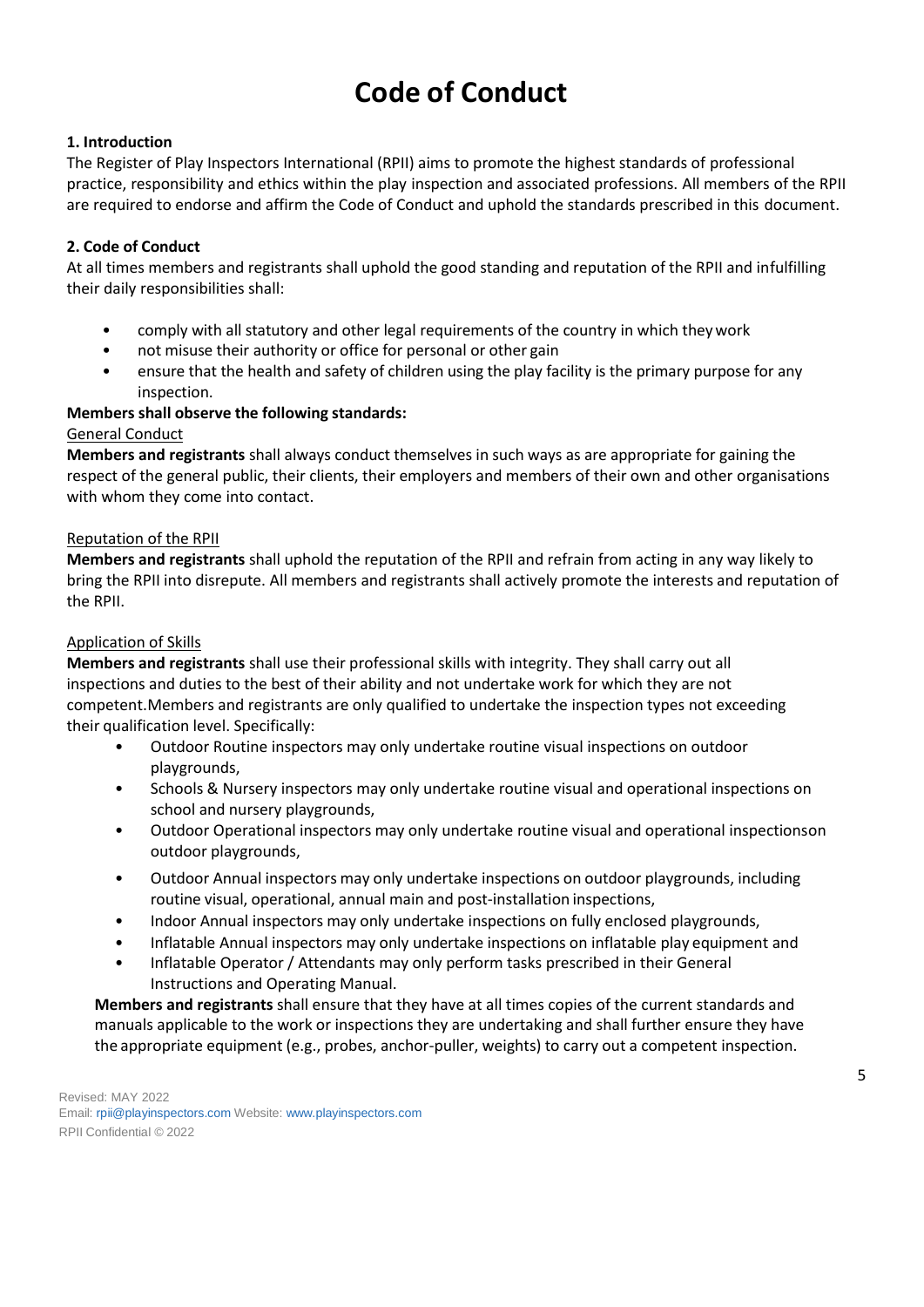# Code of Conduct

**1. Introduction**

The Register of Play Inspectors International (RPII) aims to promote the highest standards of professional practice, responsibility and ethics within the play inspection and associated professions. All members of the RPII are required to endorse and affirm the Code of Conduct and uphold the standards prescribed in this document.

**2. Code of Conduct**

At all times members and registrants shall uphold the good standing and reputation of the RPII and infulfilling their daily responsibilities shall:

- comply with all statutory and other legal requirements of the country in which they work
- not misuse their authority or office for personal or other gain
- ensure that the health and safety of children using the play facility is the primary purpose for any inspection.

**Members shall observe the following standards:**

General Conduct

**Members and registrants** shall always conduct themselves in such ways as are appropriate for gaining the respect of the general public, their clients, their employers and members of their own and other organisations with whom they come into contact.

Reputation of the RPII

**Members and registrants** shall uphold the reputation of the RPII and refrain from acting in any way likely to bring the RPII into disrepute. All members and registrants shall actively promote the interests and reputation of the RPII.

Application of Skills

**Members and registrants** shall use their professional skills with integrity. They shall carry out all inspections and duties to the best of their ability and not undertake work for which they are not competent.Members and registrants are only qualified to undertake the inspection types not exceeding their qualification level. Specifically:

- Outdoor Routine inspectors may only undertake routine visual inspections on outdoor playgrounds,
- Schools & Nursery inspectors may only undertake routine visual and operational inspections on school and nursery playgrounds,
- Outdoor Operational inspectors may only undertake routine visual and operational inspectionson outdoor playgrounds,
- Outdoor Annual inspectors may only undertake inspections on outdoor playgrounds, including routine visual, operational, annual main and post-installation inspections,
- Indoor Annual inspectors may only undertake inspections on fully enclosed playgrounds,
- Inflatable Annual inspectors may only undertake inspections on inflatable play equipment and
- Inflatable Operator / Attendants may only perform tasks prescribed in their General Instructions and Operating Manual.

**Members and registrants** shall ensure that they have at all times copies of the current standards and manuals applicable to the work or inspections they are undertaking and shall further ensure they have the appropriate equipment (e.g., probes, anchor-puller, weights) to carry out a competent inspection.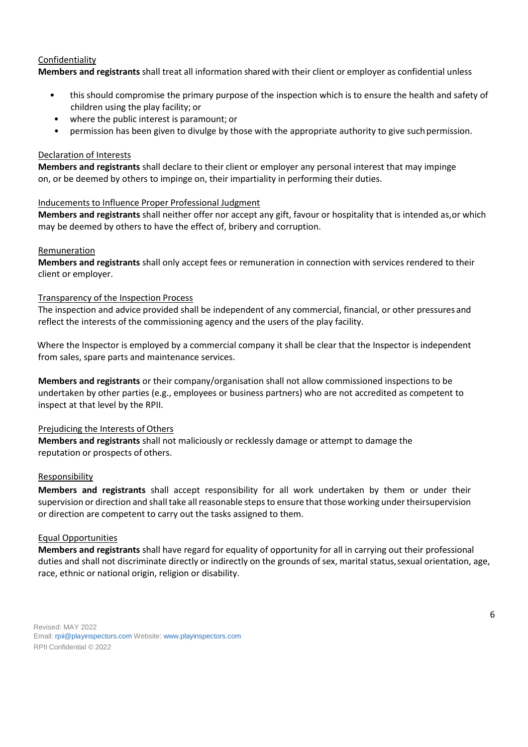<u>Confidentiality</u>

**Members and registrants** shall treat all information shared with their client or employer as confidential unless

- this should compromise the primary purpose of the inspection which is to ensure the health and safety of children using the play facility; or
- where the public interest is paramount; or
- permission has been given to divulge by those with the appropriate authority to give such permission.

<u>Declaration of Interests</u>

**Members and registrants** shall declare to their client or employer any personal interest that may impinge on, or be deemed by others to impinge on, their impartiality in performing their duties.

<u>Inducements to Influence Proper Professional Judgment</u>

**Members and registrants** shall neither offer nor accept any gift, favour or hospitality that is intended as, or which may be deemed by others to have the effect of, bribery and corruption.

<u>Remuneration</u>

**Members and registrants** shall only accept fees or remuneration in connection with services rendered to their client or employer.

<u>Transparency of the Inspection Process</u>

The inspection and advice provided shall be independent of any commercial, financial, or other pressures and reflect the interests of the commissioning agency and the users of the play facility.

Where the Inspector is employed by a commercial company it shall be clear that the Inspector is independent from sales, spare parts and maintenance services.

**Members and registrants** or their company/organisation shall not allow commissioned inspections to be undertaken by other parties (e.g., employees or business partners) who are not accredited as competent to inspect at that level by the RPII.

<u>Prejudicing the Interests of Others</u>

**Members and registrants** shall not maliciously or recklessly damage or attempt to damage the reputation or prospects of others.

<u>Responsibility</u>

**Members and registrants** shall accept responsibility for all work undertaken by them or under their supervision or direction and shall take all reasonable steps to ensure that those working under their supervision or direction are competent to carry out the tasks assigned to them.

<u>Equal Opportunities</u>

**Members and registrants** shall have regard for equality of opportunity for all in carrying out their professional duties and shall not discriminate directly or indirectly on the grounds of sex, marital status, sexual orientation, age, race, ethnic or national origin, religion or disability.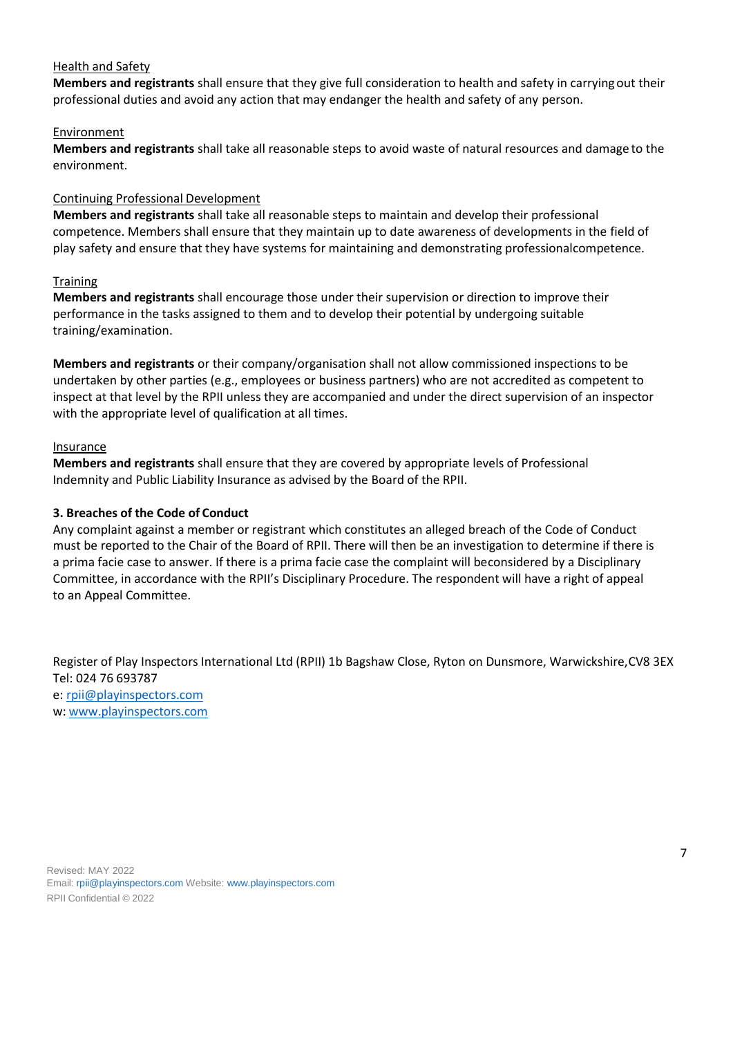Health and Safety

**Members and registrants** shall ensure that they give full consideration to health and safety in carrying out their professional duties and avoid any action that may endanger the health and safety of any person.

Environment

**Members and registrants** shall take all reasonable steps to avoid waste of natural resources and damage to the environment.

Continuing Professional Development

**Members and registrants** shall take all reasonable steps to maintain and develop their professional competence. Members shall ensure that they maintain up to date awareness of developments in the field of play safety and ensure that they have systems for maintaining and demonstrating professionalcompetence.

Training

**Members and registrants** shall encourage those under their supervision or direction to improve their performance in the tasks assigned to them and to develop their potential by undergoing suitable training/examination.

**Members and registrants** or their company/organisation shall not allow commissioned inspections to be undertaken by other parties (e.g., employees or business partners) who are not accredited as competent to inspect at that level by the RPII unless they are accompanied and under the direct supervision of an inspector with the appropriate level of qualification at all times.

Insurance

**Members and registrants** shall ensure that they are covered by appropriate levels of Professional Indemnity and Public Liability Insurance as advised by the Board of the RPII.

### 3. Breaches of the Code of Conduct

Any complaint against a member or registrant which constitutes an alleged breach of the Code of Conduct must be reported to the Chair of the Board of RPII. There will then be an investigation to determine if there is a prima facie case to answer. If there is a prima facie case the complaint will beconsidered by a Disciplinary Committee, in accordance with the RPII's Disciplinary Procedure. The respondent will have a right of appeal to an Appeal Committee.

Register of Play Inspectors International Ltd (RPII) 1b Bagshaw Close, Ryton on Dunsmore, Warwickshire,CV8 3EX
Tel: 024 76 693787
e: rpii@playinspectors.com
w: www.playinspectors.com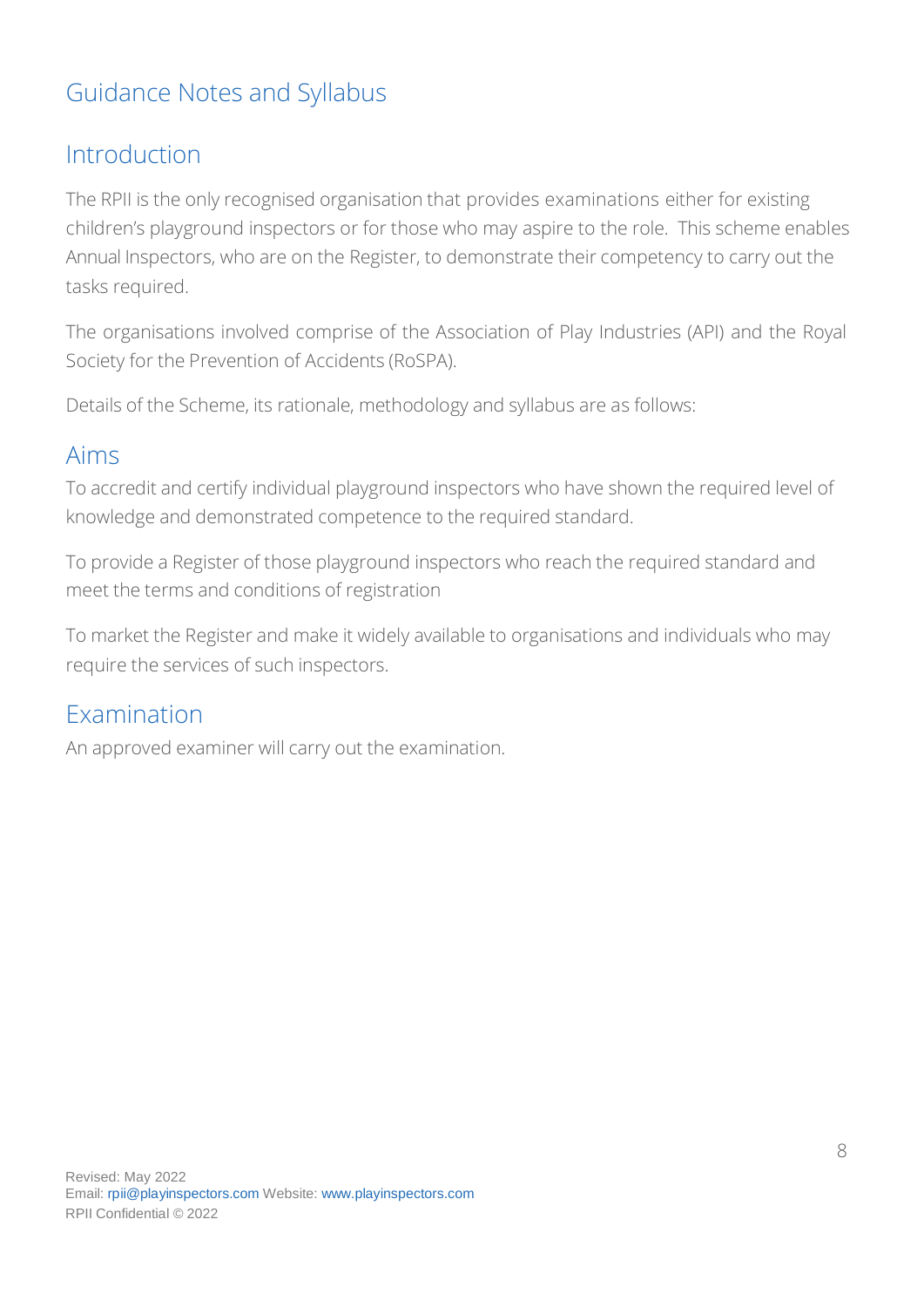# Guidance Notes and Syllabus

## Introduction

The RPII is the only recognised organisation that provides examinations either for existing children's playground inspectors or for those who may aspire to the role. This scheme enables Annual Inspectors, who are on the Register, to demonstrate their competency to carry out the tasks required.

The organisations involved comprise of the Association of Play Industries (API) and the Royal Society for the Prevention of Accidents (RoSPA).

Details of the Scheme, its rationale, methodology and syllabus are as follows:

## Aims

To accredit and certify individual playground inspectors who have shown the required level of knowledge and demonstrated competence to the required standard.

To provide a Register of those playground inspectors who reach the required standard and meet the terms and conditions of registration

To market the Register and make it widely available to organisations and individuals who may require the services of such inspectors.

## Examination

An approved examiner will carry out the examination.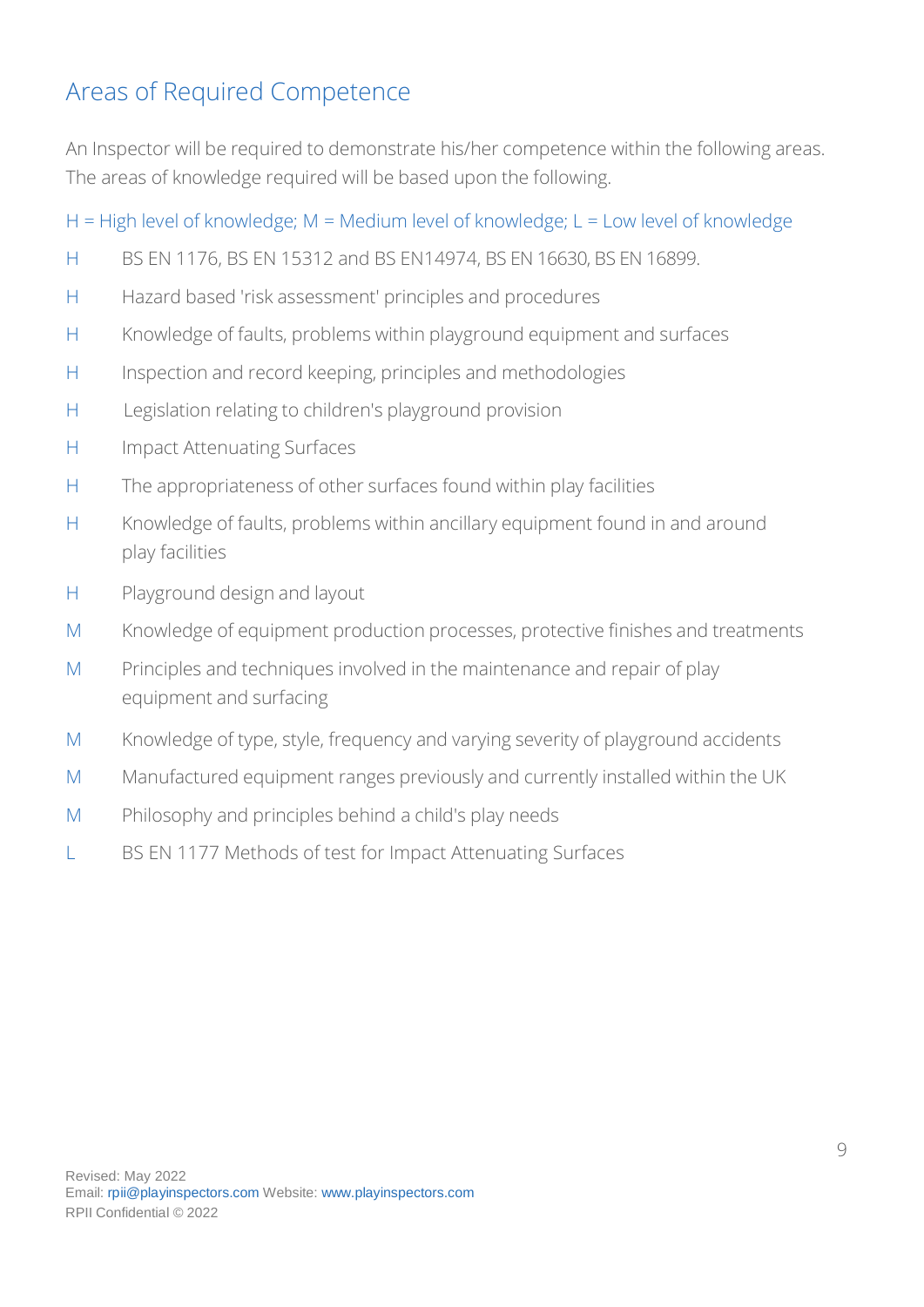## Areas of Required Competence

An Inspector will be required to demonstrate his/her competence within the following areas. The areas of knowledge required will be based upon the following.

H = High level of knowledge; M = Medium level of knowledge; L = Low level of knowledge

| | |
|---|---|
| H | BS EN 1176, BS EN 15312 and BS EN14974, BS EN 16630, BS EN 16899. |
| H | Hazard based 'risk assessment' principles and procedures |
| H | Knowledge of faults, problems within playground equipment and surfaces |
| H | Inspection and record keeping, principles and methodologies |
| H | Legislation relating to children's playground provision |
| H | Impact Attenuating Surfaces |
| H | The appropriateness of other surfaces found within play facilities |
| H | Knowledge of faults, problems within ancillary equipment found in and around play facilities |
| H | Playground design and layout |
| M | Knowledge of equipment production processes, protective finishes and treatments |
| M | Principles and techniques involved in the maintenance and repair of play equipment and surfacing |
| M | Knowledge of type, style, frequency and varying severity of playground accidents |
| M | Manufactured equipment ranges previously and currently installed within the UK |
| M | Philosophy and principles behind a child's play needs |
| L | BS EN 1177 Methods of test for Impact Attenuating Surfaces |

Revised: May 2022
Email: rpii@playinspectors.com Website: www.playinspectors.com
RPII Confidential © 2022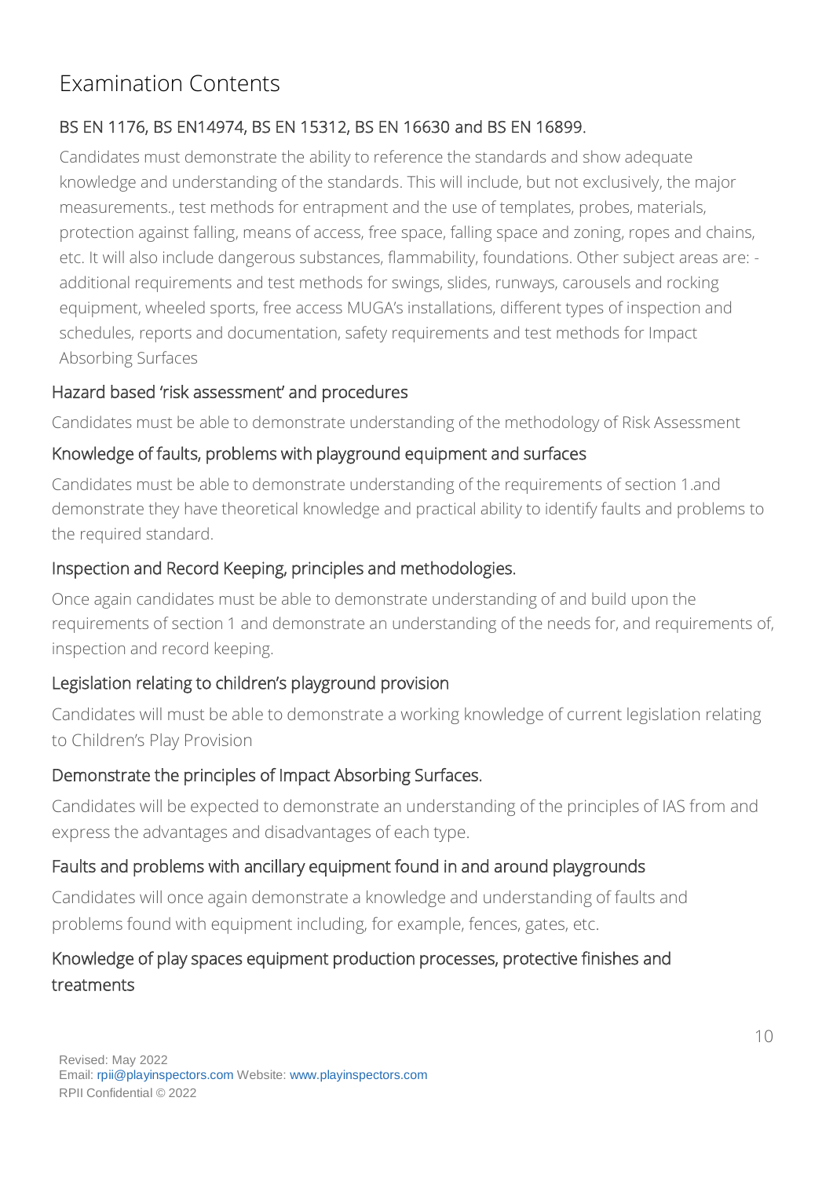# Examination Contents

## BS EN 1176, BS EN14974, BS EN 15312, BS EN 16630 and BS EN 16899.

Candidates must demonstrate the ability to reference the standards and show adequate knowledge and understanding of the standards. This will include, but not exclusively, the major measurements., test methods for entrapment and the use of templates, probes, materials, protection against falling, means of access, free space, falling space and zoning, ropes and chains, etc. It will also include dangerous substances, flammability, foundations. Other subject areas are: - additional requirements and test methods for swings, slides, runways, carousels and rocking equipment, wheeled sports, free access MUGA's installations, different types of inspection and schedules, reports and documentation, safety requirements and test methods for Impact Absorbing Surfaces

## Hazard based 'risk assessment' and procedures

Candidates must be able to demonstrate understanding of the methodology of Risk Assessment

## Knowledge of faults, problems with playground equipment and surfaces

Candidates must be able to demonstrate understanding of the requirements of section 1.and demonstrate they have theoretical knowledge and practical ability to identify faults and problems to the required standard.

## Inspection and Record Keeping, principles and methodologies.

Once again candidates must be able to demonstrate understanding of and build upon the requirements of section 1 and demonstrate an understanding of the needs for, and requirements of, inspection and record keeping.

## Legislation relating to children's playground provision

Candidates will must be able to demonstrate a working knowledge of current legislation relating to Children's Play Provision

## Demonstrate the principles of Impact Absorbing Surfaces.

Candidates will be expected to demonstrate an understanding of the principles of IAS from and express the advantages and disadvantages of each type.

## Faults and problems with ancillary equipment found in and around playgrounds

Candidates will once again demonstrate a knowledge and understanding of faults and problems found with equipment including, for example, fences, gates, etc.

## Knowledge of play spaces equipment production processes, protective finishes and treatments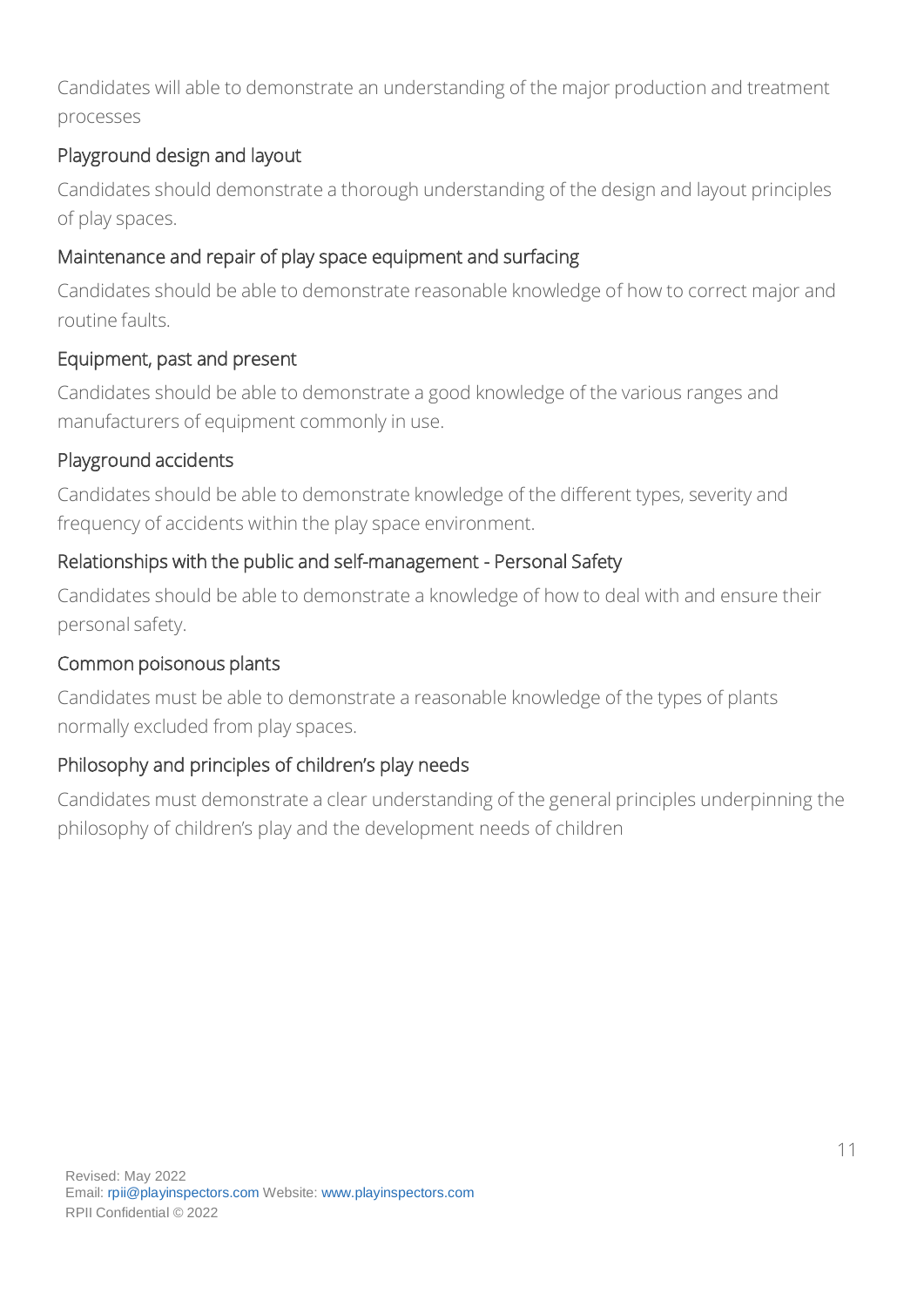Candidates will able to demonstrate an understanding of the major production and treatment processes

### Playground design and layout

Candidates should demonstrate a thorough understanding of the design and layout principles of play spaces.

### Maintenance and repair of play space equipment and surfacing

Candidates should be able to demonstrate reasonable knowledge of how to correct major and routine faults.

### Equipment, past and present

Candidates should be able to demonstrate a good knowledge of the various ranges and manufacturers of equipment commonly in use.

### Playground accidents

Candidates should be able to demonstrate knowledge of the different types, severity and frequency of accidents within the play space environment.

### Relationships with the public and self-management - Personal Safety

Candidates should be able to demonstrate a knowledge of how to deal with and ensure their personal safety.

### Common poisonous plants

Candidates must be able to demonstrate a reasonable knowledge of the types of plants normally excluded from play spaces.

### Philosophy and principles of children's play needs

Candidates must demonstrate a clear understanding of the general principles underpinning the philosophy of children's play and the development needs of children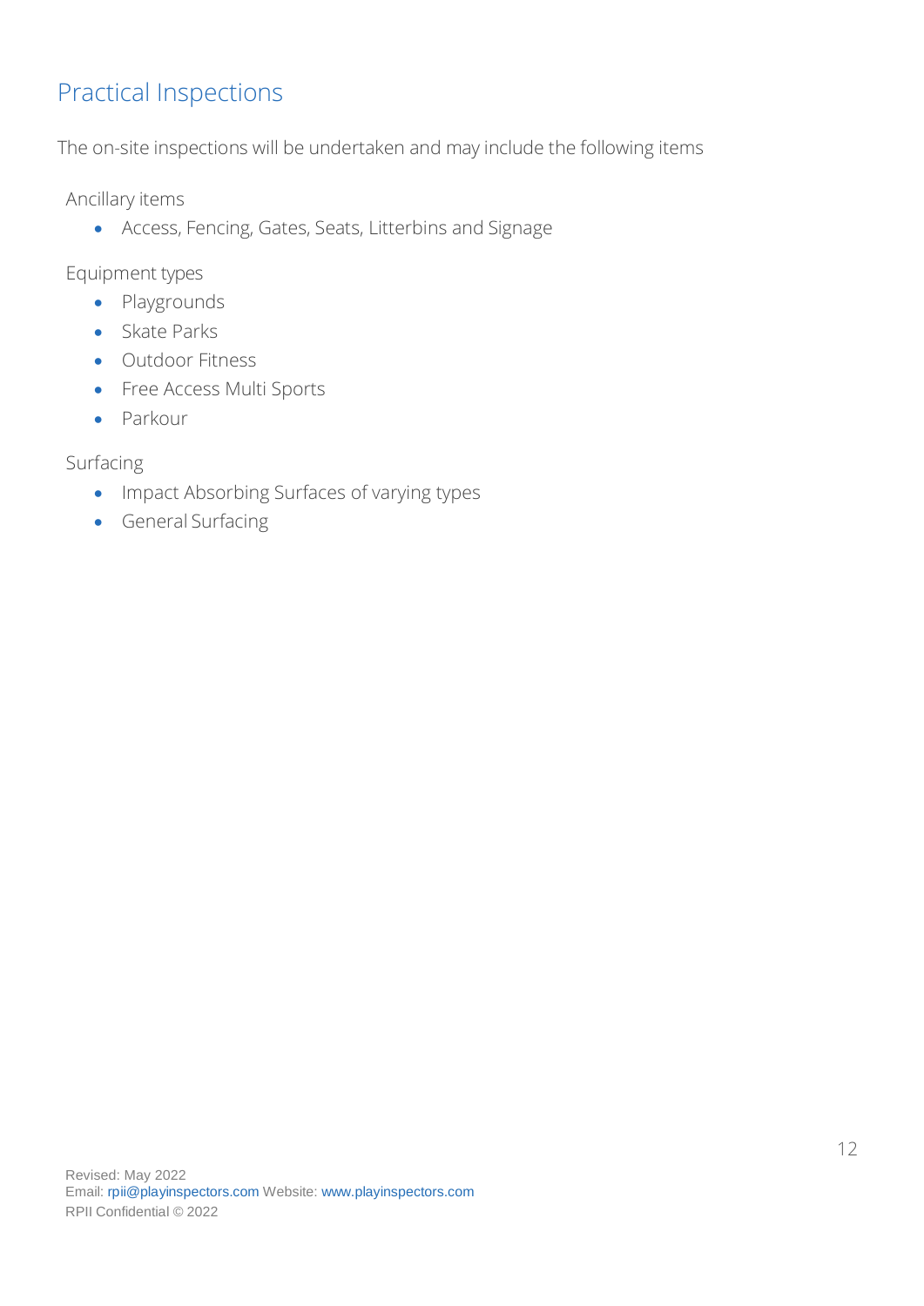## Practical Inspections

The on-site inspections will be undertaken and may include the following items

Ancillary items

- Access, Fencing, Gates, Seats, Litterbins and Signage

Equipment types

- Playgrounds
- Skate Parks
- Outdoor Fitness
- Free Access Multi Sports
- Parkour

Surfacing

- Impact Absorbing Surfaces of varying types
- General Surfacing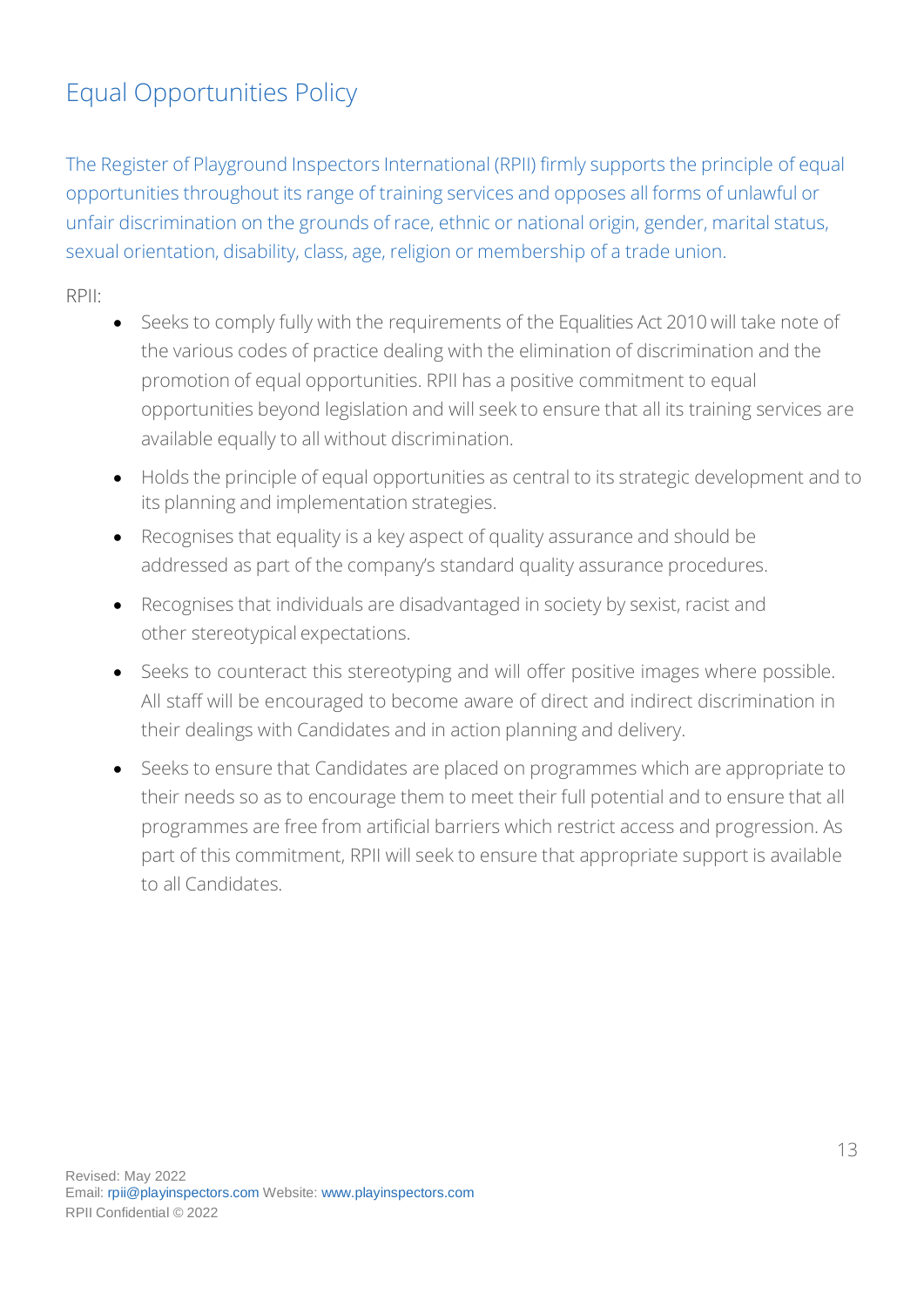# Equal Opportunities Policy

The Register of Playground Inspectors International (RPII) firmly supports the principle of equal opportunities throughout its range of training services and opposes all forms of unlawful or unfair discrimination on the grounds of race, ethnic or national origin, gender, marital status, sexual orientation, disability, class, age, religion or membership of a trade union.

RPII:

- Seeks to comply fully with the requirements of the Equalities Act 2010 will take note of the various codes of practice dealing with the elimination of discrimination and the promotion of equal opportunities. RPII has a positive commitment to equal opportunities beyond legislation and will seek to ensure that all its training services are available equally to all without discrimination.
- Holds the principle of equal opportunities as central to its strategic development and to its planning and implementation strategies.
- Recognises that equality is a key aspect of quality assurance and should be addressed as part of the company's standard quality assurance procedures.
- Recognises that individuals are disadvantaged in society by sexist, racist and other stereotypical expectations.
- Seeks to counteract this stereotyping and will offer positive images where possible. All staff will be encouraged to become aware of direct and indirect discrimination in their dealings with Candidates and in action planning and delivery.
- Seeks to ensure that Candidates are placed on programmes which are appropriate to their needs so as to encourage them to meet their full potential and to ensure that all programmes are free from artificial barriers which restrict access and progression. As part of this commitment, RPII will seek to ensure that appropriate support is available to all Candidates.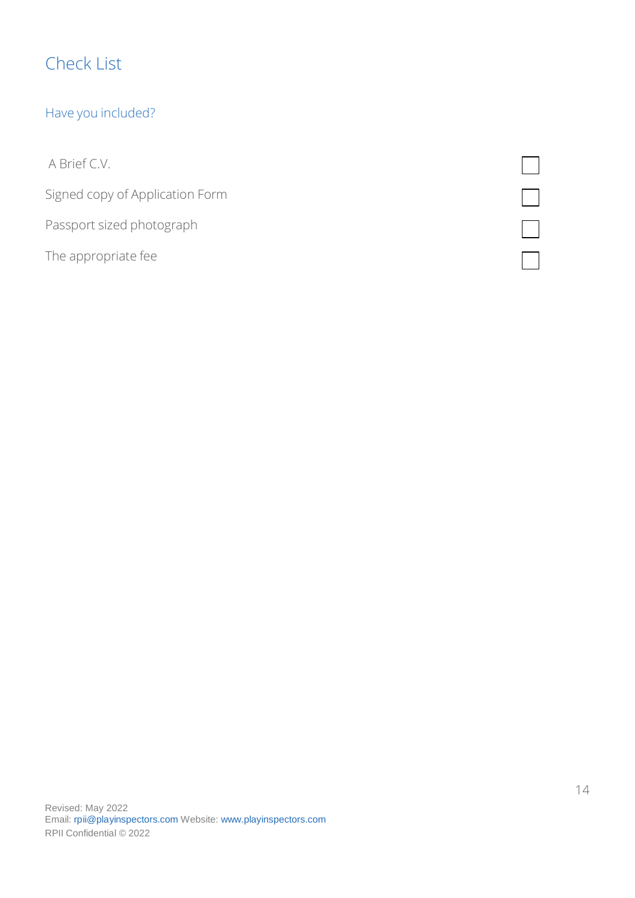# Check List

## Have you included?

- [ ] A Brief C.V.
- [ ] Signed copy of Application Form
- [ ] Passport sized photograph
- [ ] The appropriate fee

Revised: May 2022
Email: rpii@playinspectors.com Website: www.playinspectors.com
RPII Confidential © 2022